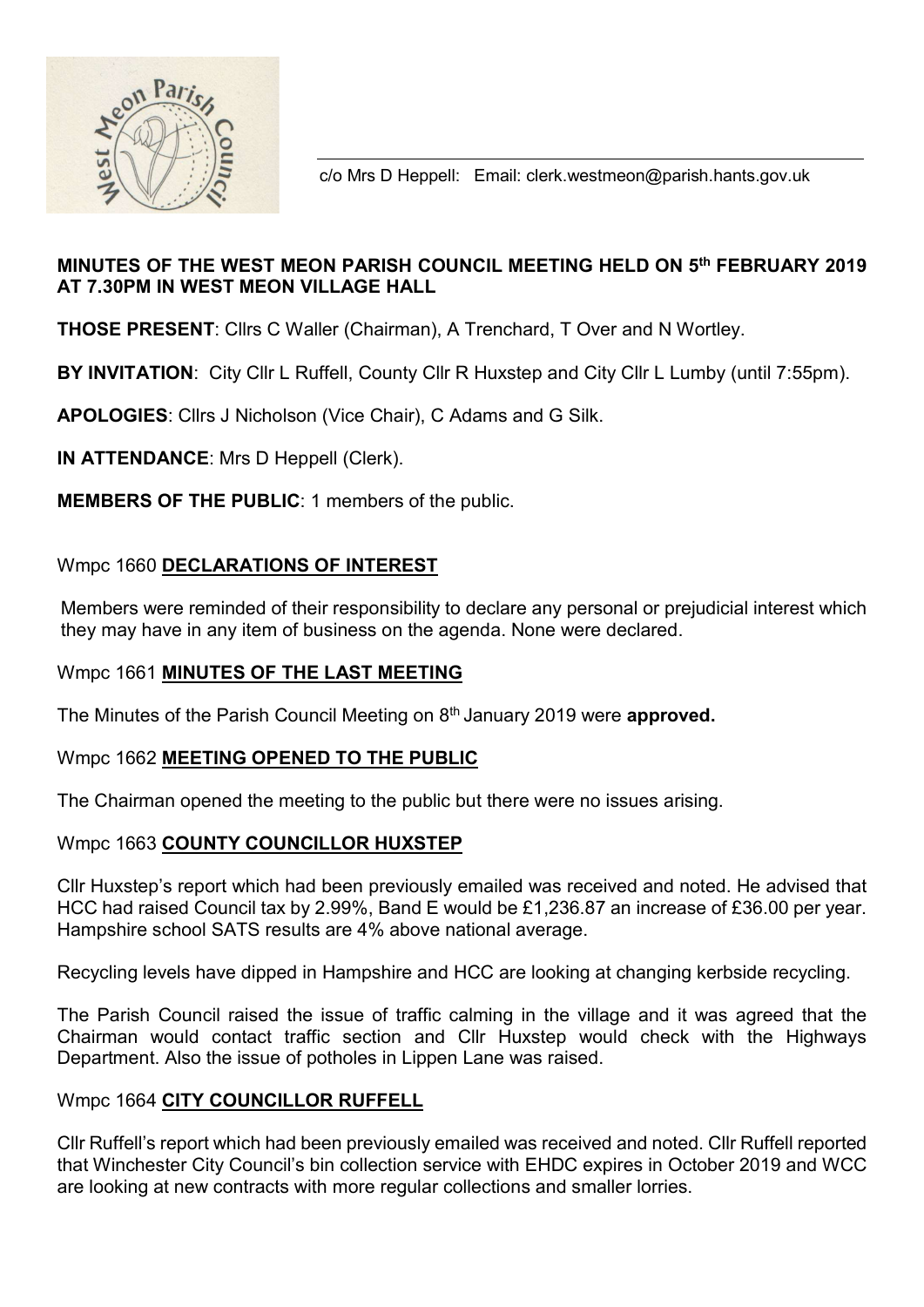c/o Mrs D Heppell: Email: clerk.westmeon@parish.hants.gov.uk

**MINUTES OF THE WEST MEON PARISH COUNCIL MEETING HELD ON 5th FEBRUARY 2019 AT 7.30PM IN WEST MEON VILLAGE HALL**

**THOSE PRESENT**: Cllrs C Waller (Chairman), A Trenchard, T Over and N Wortley.

**BY INVITATION**: City Cllr L Ruffell, County Cllr R Huxstep and City Cllr L Lumby (until 7:55pm).

**APOLOGIES**: Cllrs J Nicholson (Vice Chair), C Adams and G Silk.

**IN ATTENDANCE**: Mrs D Heppell (Clerk).

**MEMBERS OF THE PUBLIC**: 1 members of the public.

## Wmpc 1660 **DECLARATIONS OF INTEREST**

Members were reminded of their responsibility to declare any personal or prejudicial interest which they may have in any item of business on the agenda. None were declared.

## Wmpc 1661 **MINUTES OF THE LAST MEETING**

The Minutes of the Parish Council Meeting on 8th January 2019 were **approved.**

## Wmpc 1662 **MEETING OPENED TO THE PUBLIC**

The Chairman opened the meeting to the public but there were no issues arising.

## Wmpc 1663 **COUNTY COUNCILLOR HUXSTEP**

Cllr Huxstep's report which had been previously emailed was received and noted. He advised that HCC had raised Council tax by 2.99%, Band E would be £1,236.87 an increase of £36.00 per year. Hampshire school SATS results are 4% above national average.

Recycling levels have dipped in Hampshire and HCC are looking at changing kerbside recycling.

The Parish Council raised the issue of traffic calming in the village and it was agreed that the Chairman would contact traffic section and Cllr Huxstep would check with the Highways Department. Also the issue of potholes in Lippen Lane was raised.

## Wmpc 1664 **CITY COUNCILLOR RUFFELL**

Cllr Ruffell's report which had been previously emailed was received and noted. Cllr Ruffell reported that Winchester City Council's bin collection service with EHDC expires in October 2019 and WCC are looking at new contracts with more regular collections and smaller lorries.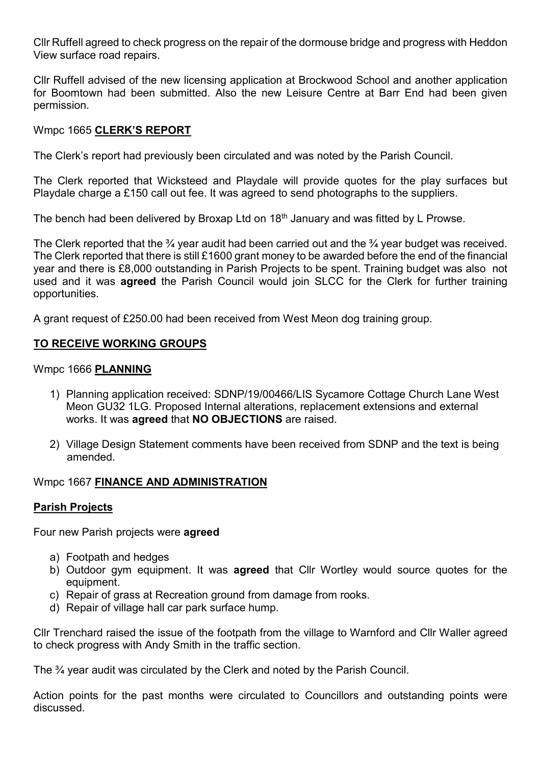Cllr Ruffell agreed to check progress on the repair of the dormouse bridge and progress with Heddon View surface road repairs.

Cllr Ruffell advised of the new licensing application at Brockwood School and another application for Boomtown had been submitted. Also the new Leisure Centre at Barr End had been given permission.

Wmpc 1665 **CLERK'S REPORT**

The Clerk's report had previously been circulated and was noted by the Parish Council.

The Clerk reported that Wicksteed and Playdale will provide quotes for the play surfaces but Playdale charge a £150 call out fee. It was agreed to send photographs to the suppliers.

The bench had been delivered by Broxap Ltd on 18th January and was fitted by L Prowse.

The Clerk reported that the ¾ year audit had been carried out and the ¾ year budget was received. The Clerk reported that there is still £1600 grant money to be awarded before the end of the financial year and there is £8,000 outstanding in Parish Projects to be spent. Training budget was also not used and it was **agreed** the Parish Council would join SLCC for the Clerk for further training opportunities.

A grant request of £250.00 had been received from West Meon dog training group.

**TO RECEIVE WORKING GROUPS**

Wmpc 1666 **PLANNING**

1) Planning application received: SDNP/19/00466/LIS Sycamore Cottage Church Lane West Meon GU32 1LG. Proposed Internal alterations, replacement extensions and external works. It was **agreed** that **NO OBJECTIONS** are raised.
2) Village Design Statement comments have been received from SDNP and the text is being amended.

Wmpc 1667 **FINANCE AND ADMINISTRATION**

**Parish Projects**

Four new Parish projects were **agreed**

a) Footpath and hedges
b) Outdoor gym equipment. It was **agreed** that Cllr Wortley would source quotes for the equipment.
c) Repair of grass at Recreation ground from damage from rooks.
d) Repair of village hall car park surface hump.

Cllr Trenchard raised the issue of the footpath from the village to Warnford and Cllr Waller agreed to check progress with Andy Smith in the traffic section.

The ¾ year audit was circulated by the Clerk and noted by the Parish Council.

Action points for the past months were circulated to Councillors and outstanding points were discussed.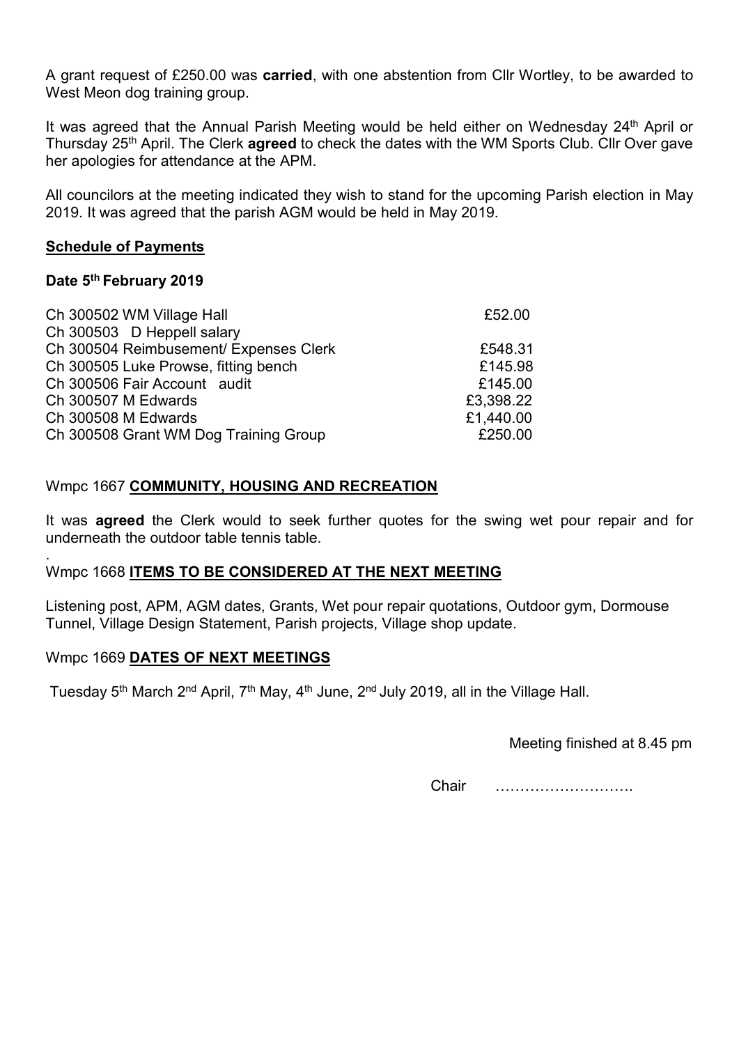A grant request of £250.00 was **carried**, with one abstention from Cllr Wortley, to be awarded to West Meon dog training group.

It was agreed that the Annual Parish Meeting would be held either on Wednesday 24th April or Thursday 25th April. The Clerk **agreed** to check the dates with the WM Sports Club. Cllr Over gave her apologies for attendance at the APM.

All councilors at the meeting indicated they wish to stand for the upcoming Parish election in May 2019. It was agreed that the parish AGM would be held in May 2019.

**Schedule of Payments**

**Date 5th February 2019**

| | |
|---|---|
| Ch 300502 WM Village Hall | £52.00 |
| Ch 300503 D Heppell salary | |
| Ch 300504 Reimbusement/ Expenses Clerk | £548.31 |
| Ch 300505 Luke Prowse, fitting bench | £145.98 |
| Ch 300506 Fair Account audit | £145.00 |
| Ch 300507 M Edwards | £3,398.22 |
| Ch 300508 M Edwards | £1,440.00 |
| Ch 300508 Grant WM Dog Training Group | £250.00 |

Wmpc 1667 **COMMUNITY, HOUSING AND RECREATION**

It was **agreed** the Clerk would to seek further quotes for the swing wet pour repair and for underneath the outdoor table tennis table.

.

Wmpc 1668 **ITEMS TO BE CONSIDERED AT THE NEXT MEETING**

Listening post, APM, AGM dates, Grants, Wet pour repair quotations, Outdoor gym, Dormouse Tunnel, Village Design Statement, Parish projects, Village shop update.

Wmpc 1669 **DATES OF NEXT MEETINGS**

Tuesday 5th March 2nd April, 7th May, 4th June, 2nd July 2019, all in the Village Hall.

Meeting finished at 8.45 pm

Chair ……………………….